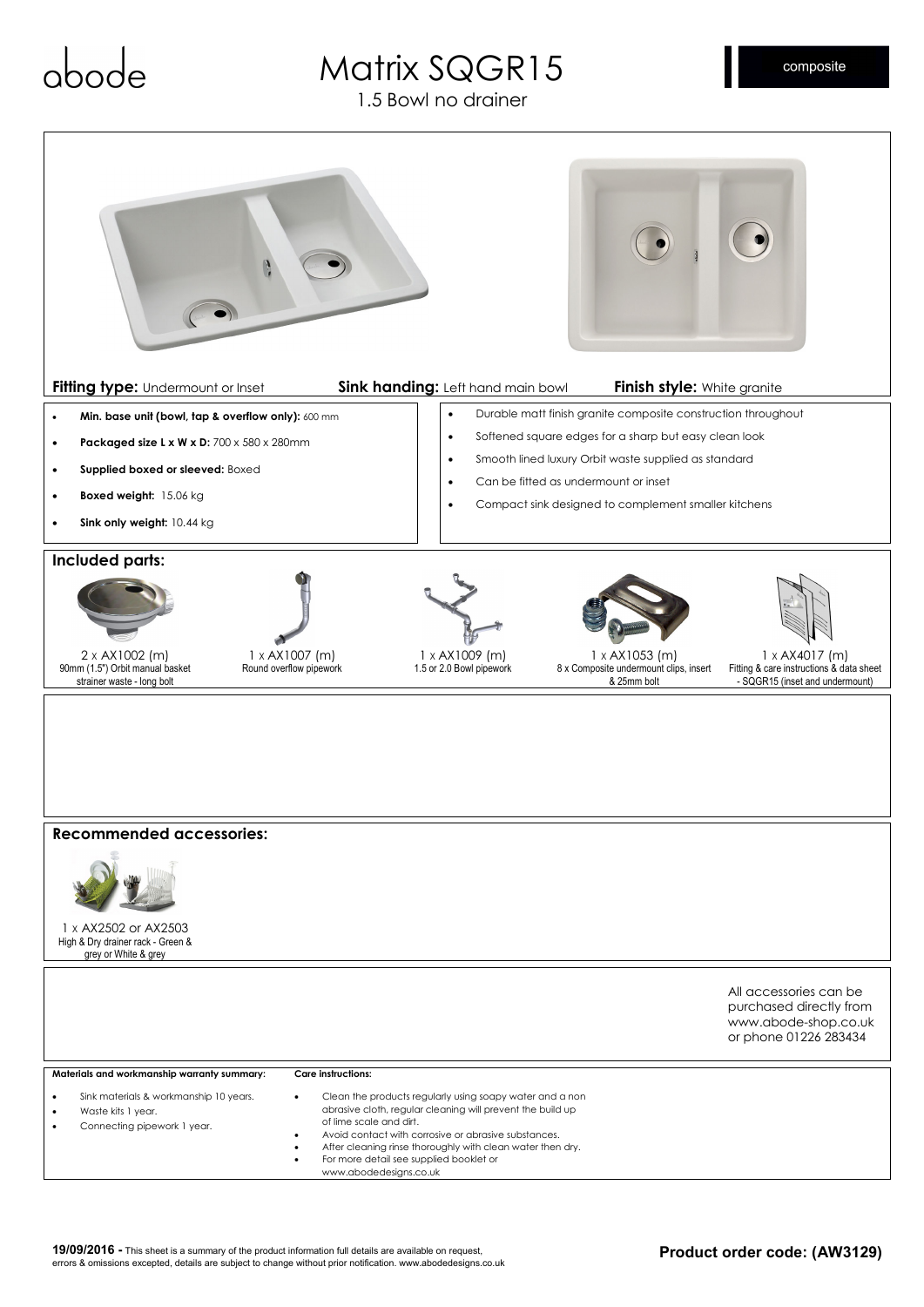abode

# Matrix SQGR15

1.5 Bowl no drainer

composite

**Fitting type:** Undermount or Inset **Sink handing:** Left hand main bowl **Finish style:** White granite

- **Min. base unit (bowl, tap & overflow only):** 600 mm
- **Packaged size L x W x D:** 700 x 580 x 280mm
- **Supplied boxed or sleeved:** Boxed
- **Boxed weight:** 15.06 kg
- **Sink only weight:** 10.44 kg

- Durable matt finish granite composite construction throughout
- Softened square edges for a sharp but easy clean look
- Smooth lined luxury Orbit waste supplied as standard
- Can be fitted as undermount or inset
- Compact sink designed to complement smaller kitchens

## Included parts:

2 x AX1002 (m)
90mm (1.5") Orbit manual basket strainer waste - long bolt

1 x AX1007 (m)
Round overflow pipework

1 x AX1009 (m)
1.5 or 2.0 Bowl pipework

1 x AX1053 (m)
8 x Composite undermount clips, insert & 25mm bolt

1 x AX4017 (m)
Fitting & care instructions & data sheet - SQGR15 (inset and undermount)

## Recommended accessories:

1 x AX2502 or AX2503
High & Dry drainer rack - Green & grey or White & grey

All accessories can be purchased directly from www.abode-shop.co.uk or phone 01226 283434

**Materials and workmanship warranty summary:**

- Sink materials & workmanship 10 years.
- Waste kits 1 year.
- Connecting pipework 1 year.

**Care instructions:**

- Clean the products regularly using soapy water and a non abrasive cloth, regular cleaning will prevent the build up of lime scale and dirt.
- Avoid contact with corrosive or abrasive substances.
- After cleaning rinse thoroughly with clean water then dry.
- For more detail see supplied booklet or www.abodedesigns.co.uk

**19/09/2016 -** This sheet is a summary of the product information full details are available on request, errors & omissions excepted, details are subject to change without prior notification. www.abodedesigns.co.uk

**Product order code: (AW3129)**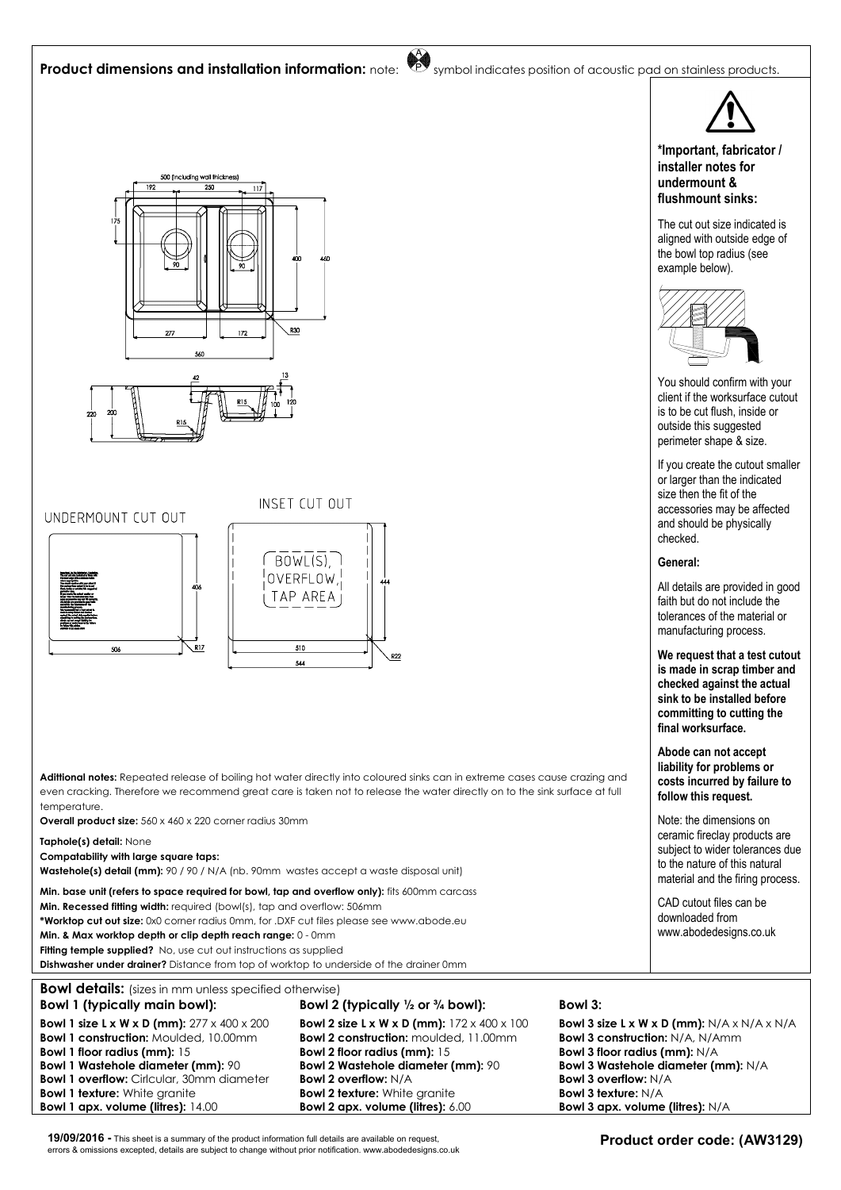**Product dimensions and installation information:** note: symbol indicates position of acoustic pad on stainless products.

500 (including wall thickness)

192 250 117

175

90 90

400 460

277 172 R30

560

42 13

220 200 R15 100 120

R15

UNDERMOUNT CUT OUT

406

506 R17

INSET CUT OUT

BOWL(S), OVERFLOW, TAP AREA

444

510

544 R22

**Adittional notes:** Repeated release of boiling hot water directly into coloured sinks can in extreme cases cause crazing and even cracking. Therefore we recommend great care is taken not to release the water directly on to the sink surface at full temperature.

**Overall product size:** 560 x 460 x 220 corner radius 30mm

**Taphole(s) detail:** None

**Compatability with large square taps:**

**Wastehole(s) detail (mm):** 90 / 90 / N/A (nb. 90mm wastes accept a waste disposal unit)

**Min. base unit (refers to space required for bowl, tap and overflow only):** fits 600mm carcass

**Min. Recessed fitting width:** required (bowl(s), tap and overflow: 506mm

***Worktop cut out size:** 0x0 corner radius 0mm, for .DXF cut files please see www.abode.eu

**Min. & Max worktop depth or clip depth reach range:** 0 - 0mm

**Fitting temple supplied?** No, use cut out instructions as supplied

**Dishwasher under drainer?** Distance from top of worktop to underside of the drainer 0mm

**\*Important, fabricator / installer notes for undermount & flushmount sinks:**

The cut out size indicated is aligned with outside edge of the bowl top radius (see example below).

You should confirm with your client if the worksurface cutout is to be cut flush, inside or outside this suggested perimeter shape & size.

If you create the cutout smaller or larger than the indicated size then the fit of the accessories may be affected and should be physically checked.

**General:**

All details are provided in good faith but do not include the tolerances of the material or manufacturing process.

**We request that a test cutout is made in scrap timber and checked against the actual sink to be installed before committing to cutting the final worksurface.**

**Abode can not accept liability for problems or costs incurred by failure to follow this request.**

Note: the dimensions on ceramic fireclay products are subject to wider tolerances due to the nature of this natural material and the firing process.

CAD cutout files can be downloaded from www.abodedesigns.co.uk

**Bowl details:** (sizes in mm unless specified otherwise)

| Bowl 1 (typically main bowl): | Bowl 2 (typically ½ or ¾ bowl): | Bowl 3: |
|---|---|---|
| **Bowl 1 size L x W x D (mm):** 277 x 400 x 200 | **Bowl 2 size L x W x D (mm):** 172 x 400 x 100 | **Bowl 3 size L x W x D (mm):** N/A x N/A x N/A |
| **Bowl 1 construction:** Moulded, 10.00mm | **Bowl 2 construction:** moulded, 11.00mm | **Bowl 3 construction:** N/A, N/Amm |
| **Bowl 1 floor radius (mm):** 15 | **Bowl 2 floor radius (mm):** 15 | **Bowl 3 floor radius (mm):** N/A |
| **Bowl 1 Wastehole diameter (mm):** 90 | **Bowl 2 Wastehole diameter (mm):** 90 | **Bowl 3 Wastehole diameter (mm):** N/A |
| **Bowl 1 overflow:** Cirlcular, 30mm diameter | **Bowl 2 overflow:** N/A | **Bowl 3 overflow:** N/A |
| **Bowl 1 texture:** White granite | **Bowl 2 texture:** White granite | **Bowl 3 texture:** N/A |
| **Bowl 1 apx. volume (litres):** 14.00 | **Bowl 2 apx. volume (litres):** 6.00 | **Bowl 3 apx. volume (litres):** N/A |

**19/09/2016 -** This sheet is a summary of the product information full details are available on request, errors & omissions excepted, details are subject to change without prior notification. www.abodedesigns.co.uk

**Product order code: (AW3129)**